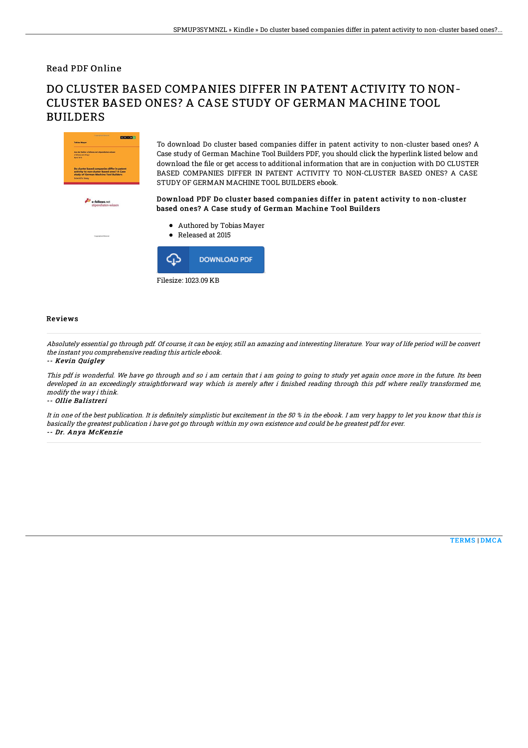Read PDF Online

# DO CLUSTER BASED COMPANIES DIFFER IN PATENT ACTIVITY TO NON-CLUSTER BASED ONES? A CASE STUDY OF GERMAN MACHINE TOOL BUILDERS

To download Do cluster based companies differ in patent activity to non-cluster based ones? A Case study of German Machine Tool Builders PDF, you should click the hyperlink listed below and download the file or get access to additional information that are in conjuction with DO CLUSTER BASED COMPANIES DIFFER IN PATENT ACTIVITY TO NON-CLUSTER BASED ONES? A CASE STUDY OF GERMAN MACHINE TOOL BUILDERS ebook.

### Download PDF Do cluster based companies differ in patent activity to non-cluster based ones? A Case study of German Machine Tool Builders

- Authored by Tobias Mayer
- Released at 2015

DOWNLOAD PDF

Filesize: 1023.09 KB

## Reviews

*Absolutely essential go through pdf. Of course, it can be enjoy, still an amazing and interesting literature. Your way of life period will be convert the instant you comprehensive reading this article ebook.*

-- *Kevin Quigley*

*This pdf is wonderful. We have go through and so i am certain that i am going to going to study yet again once more in the future. Its been developed in an exceedingly straightforward way which is merely after i finished reading through this pdf where really transformed me, modify the way i think.*

-- *Ollie Balistreri*

*It in one of the best publication. It is definitely simplistic but excitement in the 50 % in the ebook. I am very happy to let you know that this is basically the greatest publication i have got go through within my own existence and could be he greatest pdf for ever.*

-- *Dr. Anya McKenzie*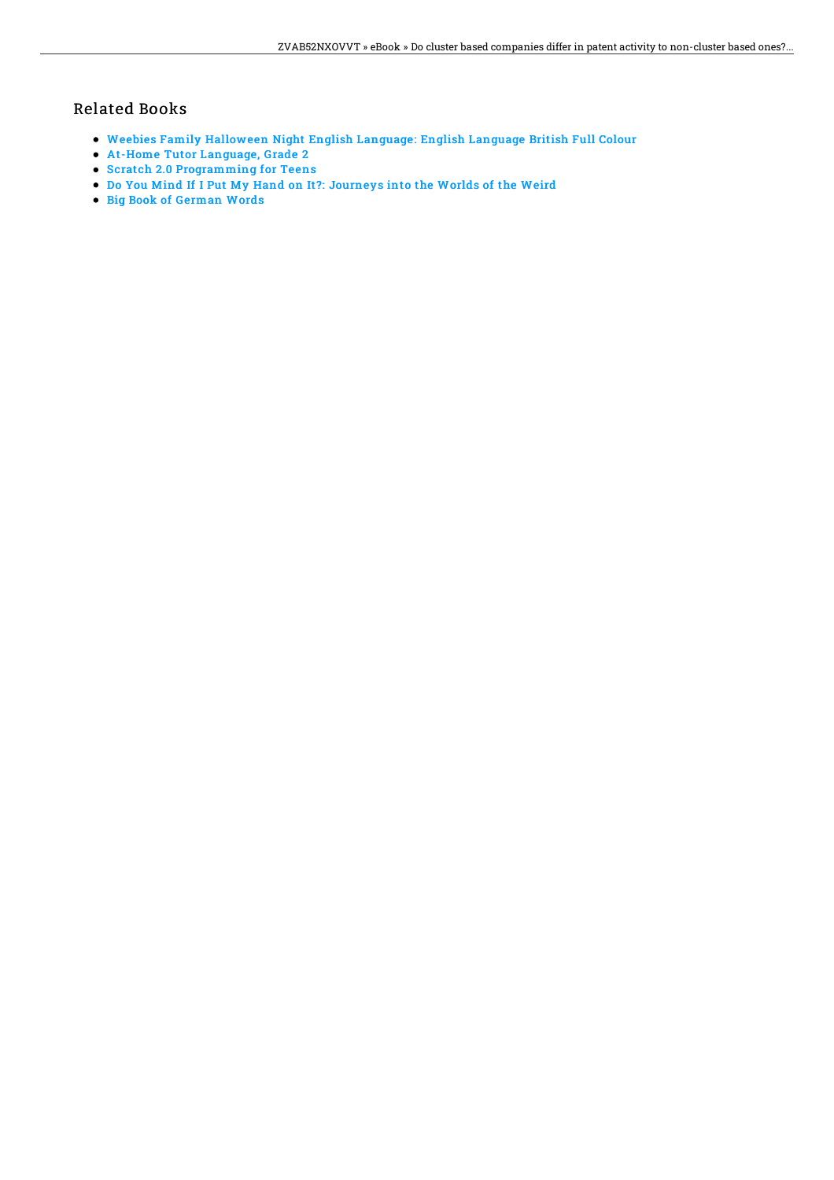## Related Books

- Weebies Family Halloween Night English Language: English Language British Full Colour
- At-Home Tutor Language, Grade 2
- Scratch 2.0 Programming for Teens
- Do You Mind If I Put My Hand on It?: Journeys into the Worlds of the Weird
- Big Book of German Words